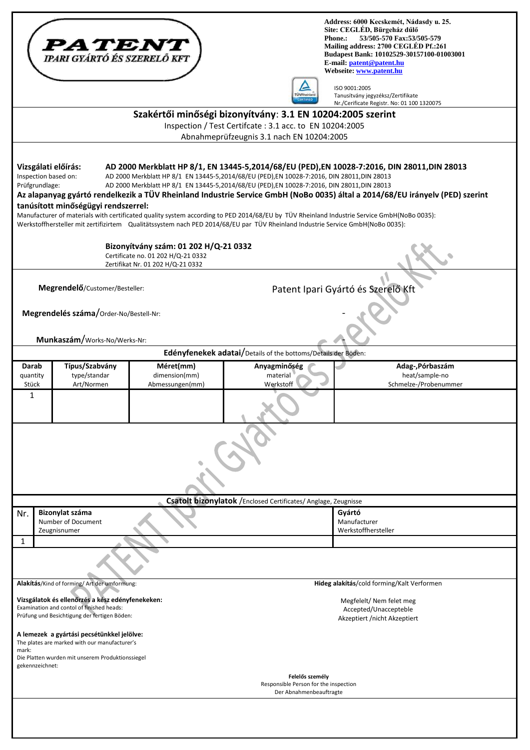**PATENT**
*IPARI GYÁRTÓ ÉS SZERELŐ KFT*

**Address: 6000 Kecskemét, Nádasdy u. 25.**
**Site: CEGLÉD, Bürgeház dűlő**
**Phone.: 53/505-570 Fax:53/505-579**
**Mailing address: 2700 CEGLÉD Pf.:261**
**Budapest Bank: 10102529-30157100-01003001**
**E-mail: patent@patent.hu**
**Webseite: www.patent.hu**

ISO 9001:2005
Tanusítvány jegyzéksz/Zertifikate
Nr./Cerificate Registr. No: 01 100 1320075

## Szakértői minőségi bizonyítvány: 3.1 EN 10204:2005 szerint

Inspection / Test Certifcate : 3.1 acc. to EN 10204:2005

Abnahmeprüfzeugnis 3.1 nach EN 10204:2005

**Vizsgálati előírás:** **AD 2000 Merkblatt HP 8/1, EN 13445-5,2014/68/EU (PED),EN 10028-7:2016, DIN 28011,DIN 28013**
Inspection based on: AD 2000 Merkblatt HP 8/1 EN 13445-5,2014/68/EU (PED),EN 10028-7:2016, DIN 28011,DIN 28013
Prüfgrundlage: AD 2000 Merkblatt HP 8/1 EN 13445-5,2014/68/EU (PED),EN 10028-7:2016, DIN 28011,DIN 28013

**Az alapanyag gyártó rendelkezik a TÜV Rheinland Industrie Service GmbH (NoBo 0035) által a 2014/68/EU irányelv (PED) szerint tanúsított minőségügyi rendszerrel:**
Manufacturer of materials with certificated quality system according to PED 2014/68/EU by TÜV Rheinland Industrie Service GmbH(NoBo 0035):
Werkstoffhersteller mit zertifizirtem Qualitätssystem nach PED 2014/68/EU par TÜV Rheinland Industrie Service GmbH(NoBo 0035):

**Bizonyítvány szám: 01 202 H/Q-21 0332**
Certificate no. 01 202 H/Q-21 0332
Zertifikat Nr. 01 202 H/Q-21 0332

**Megrendelő**/Customer/Besteller: Patent Ipari Gyártó és Szerelő Kft

**Megrendelés száma**/Order-No/Bestell-Nr: -

**Munkaszám**/Works-No/Werks-Nr: -

**Edényfenekek adatai**/Details of the bottoms/Details der Böden:

| Darab quantity Stück | Típus/Szabvány type/standar Art/Normen | Méret(mm) dimension(mm) Abmessungen(mm) | Anyagminőség material Werkstoff | Adag-,Próbaszám heat/sample-no Schmelze-/Probenummer |
|---|---|---|---|---|
| 1 | | | | |

**Csatolt bizonylatok** /Enclosed Certificates/ Anglage, Zeugnisse

| Nr. | Bizonylat száma Number of Document Zeugnisnumer | Gyártó Manufacturer Werkstoffhersteller |
|---|---|---|
| 1 | | |

**Alakítás**/Kind of forming/ Art der umformung: **Hideg alakítás**/cold forming/Kalt Verformen

**Vizsgálatok és ellenőrzés a kész edényfenekeken:**
Examination and contol of finished heads:
Prüfung und Besichtigung der fertigen Böden:

Megfelelt/ Nem felet meg
Accepted/Unaccepteble
Akzeptiert /nicht Akzeptiert

**A lemezek a gyártási pecsétünkkel jelölve:**
The plates are marked with our manufacturer's mark:
Die Platten wurden mit unserem Produktionssiegel gekennzeichnet:

**Felelős személy**
Responsible Person for the inspection
Der Abnahmenbeauftragte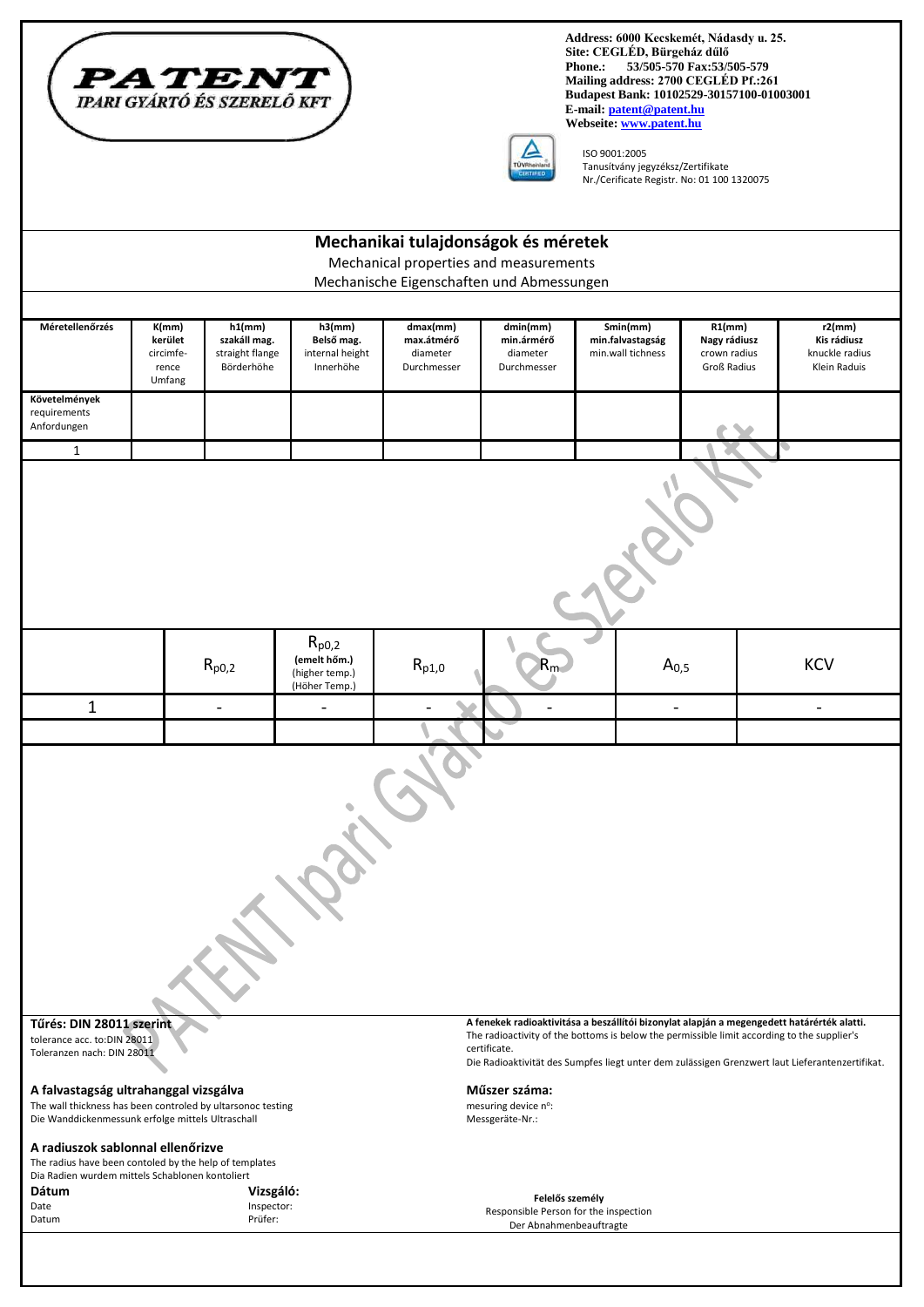**PATENT**
**IPARI GYÁRTÓ ÉS SZERELŐ KFT**

**Address: 6000 Kecskemét, Nádasdy u. 25.**
**Site: CEGLÉD, Bürgeház dűlő**
**Phone.: 53/505-570 Fax:53/505-579**
**Mailing address: 2700 CEGLÉD Pf.:261**
**Budapest Bank: 10102529-30157100-01003001**
**E-mail: patent@patent.hu**
**Webseite: www.patent.hu**

ISO 9001:2005
Tanusítvány jegyzéksz/Zertifikate
Nr./Cerificate Registr. No: 01 100 1320075

## Mechanikai tulajdonságok és méretek

Mechanical properties and measurements
Mechanische Eigenschaften und Abmessungen

| Méretellenőrzés | K(mm) kerület circimfe-rence Umfang | h1(mm) szakáll mag. straight flange Börderhöhe | h3(mm) Belső mag. internal height Innerhöhe | dmax(mm) max.átmérő diameter Durchmesser | dmin(mm) min.árméről diameter Durchmesser | Smin(mm) min.falvastagság min.wall tichness | R1(mm) Nagy rádiusz crown radius Groß Radius | r2(mm) Kis rádiusz knuckle radius Klein Raduis |
|---|---|---|---|---|---|---|---|---|
| Követelmények requirements Anfordungen | | | | | | | | |
| 1 | | | | | | | | |

| | $R_{p0,2}$ | $R_{p0,2}$ (emelt hőm.) (higher temp.) (Höher Temp.) | $R_{p1,0}$ | $R_m$ | $A_{0,5}$ | KCV |
|---|---|---|---|---|---|---|
| 1 | - | - | - | - | - | - |
| | | | | | | |

**Tűrés: DIN 28011 szerint**
tolerance acc. to:DIN 28011
Toleranzen nach: DIN 28011

**A fenekek radioaktivitása a beszállítói bizonylat alapján a megengedett határérték alatti.**
The radioactivity of the bottoms is below the permissible limit according to the supplier's certificate.
Die Radioaktivität des Sumpfes liegt unter dem zulässigen Grenzwert laut Lieferantenzertifikat.

**A falvastagság ultrahanggal vizsgálva**
The wall thickness has been controled by ultarsonoc testing
Die Wanddickenmessunk erfolge mittels Ultraschall

**Műszer száma:**
mesuring device n°:
Messgeräte-Nr.:

**A radiuszok sablonnal ellenőrizve**
The radius have been contoled by the help of templates
Dia Radien wurdem mittels Schablonen kontoliert

**Dátum**
Date
Datum

**Vizsgáló:**
Inspector:
Prüfer:

**Felelős személy**
Responsible Person for the inspection
Der Abnahmenbeauftragte